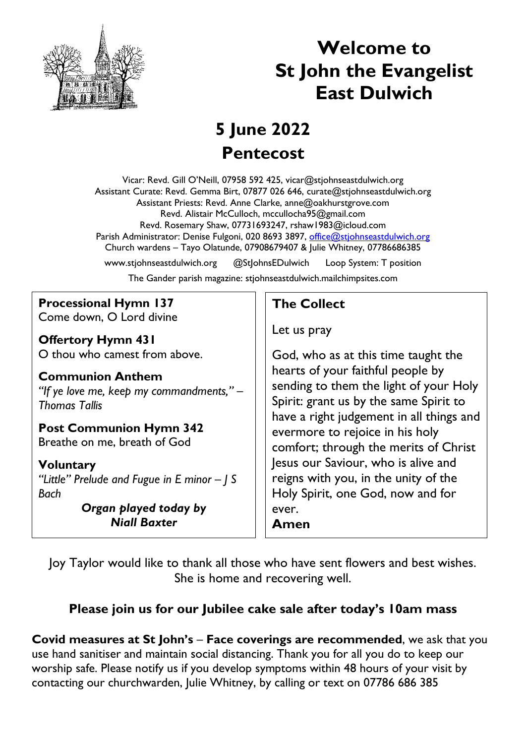# Welcome to St John the Evangelist East Dulwich

## 5 June 2022
## Pentecost

Vicar: Revd. Gill O'Neill, 07958 592 425, vicar@stjohnseastdulwich.org
Assistant Curate: Revd. Gemma Birt, 07877 026 646, curate@stjohnseastdulwich.org
Assistant Priests: Revd. Anne Clarke, anne@oakhurstgrove.com
Revd. Alistair McCulloch, mccullocha95@gmail.com
Revd. Rosemary Shaw, 07731693247, rshaw1983@icloud.com
Parish Administrator: Denise Fulgoni, 020 8693 3897, office@stjohnseastdulwich.org
Church wardens – Tayo Olatunde, 07908679407 & Julie Whitney, 07786686385

www.stjohnseastdulwich.org @StJohnsEDulwich Loop System: T position

The Gander parish magazine: stjohnseastdulwich.mailchimpsites.com

**Processional Hymn 137**
Come down, O Lord divine

**Offertory Hymn 431**
O thou who camest from above.

**Communion Anthem**
*"If ye love me, keep my commandments," – Thomas Tallis*

**Post Communion Hymn 342**
Breathe on me, breath of God

**Voluntary**
*"Little" Prelude and Fugue in E minor – J S Bach*

***Organ played today by Niall Baxter***

**The Collect**

Let us pray

God, who as at this time taught the hearts of your faithful people by sending to them the light of your Holy Spirit: grant us by the same Spirit to have a right judgement in all things and evermore to rejoice in his holy comfort; through the merits of Christ Jesus our Saviour, who is alive and reigns with you, in the unity of the Holy Spirit, one God, now and for ever.
**Amen**

Joy Taylor would like to thank all those who have sent flowers and best wishes. She is home and recovering well.

**Please join us for our Jubilee cake sale after today's 10am mass**

**Covid measures at St John's** – **Face coverings are recommended**, we ask that you use hand sanitiser and maintain social distancing. Thank you for all you do to keep our worship safe. Please notify us if you develop symptoms within 48 hours of your visit by contacting our churchwarden, Julie Whitney, by calling or text on 07786 686 385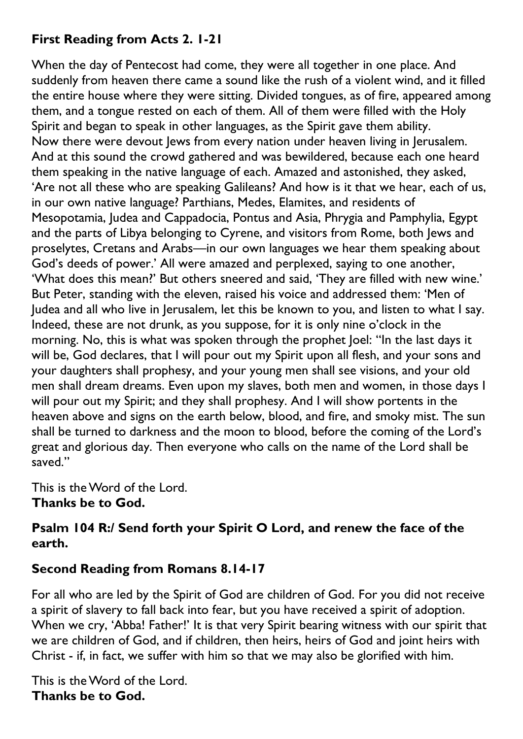**First Reading from Acts 2. 1-21**

When the day of Pentecost had come, they were all together in one place. And suddenly from heaven there came a sound like the rush of a violent wind, and it filled the entire house where they were sitting. Divided tongues, as of fire, appeared among them, and a tongue rested on each of them. All of them were filled with the Holy Spirit and began to speak in other languages, as the Spirit gave them ability.
Now there were devout Jews from every nation under heaven living in Jerusalem. And at this sound the crowd gathered and was bewildered, because each one heard them speaking in the native language of each. Amazed and astonished, they asked, 'Are not all these who are speaking Galileans? And how is it that we hear, each of us, in our own native language? Parthians, Medes, Elamites, and residents of Mesopotamia, Judea and Cappadocia, Pontus and Asia, Phrygia and Pamphylia, Egypt and the parts of Libya belonging to Cyrene, and visitors from Rome, both Jews and proselytes, Cretans and Arabs—in our own languages we hear them speaking about God's deeds of power.' All were amazed and perplexed, saying to one another, 'What does this mean?' But others sneered and said, 'They are filled with new wine.'
But Peter, standing with the eleven, raised his voice and addressed them: 'Men of Judea and all who live in Jerusalem, let this be known to you, and listen to what I say. Indeed, these are not drunk, as you suppose, for it is only nine o'clock in the morning. No, this is what was spoken through the prophet Joel: "In the last days it will be, God declares, that I will pour out my Spirit upon all flesh, and your sons and your daughters shall prophesy, and your young men shall see visions, and your old men shall dream dreams. Even upon my slaves, both men and women, in those days I will pour out my Spirit; and they shall prophesy. And I will show portents in the heaven above and signs on the earth below, blood, and fire, and smoky mist. The sun shall be turned to darkness and the moon to blood, before the coming of the Lord's great and glorious day. Then everyone who calls on the name of the Lord shall be saved."

This is the Word of the Lord.
**Thanks be to God.**

**Psalm 104 R:/ Send forth your Spirit O Lord, and renew the face of the earth.**

**Second Reading from Romans 8.14-17**

For all who are led by the Spirit of God are children of God. For you did not receive a spirit of slavery to fall back into fear, but you have received a spirit of adoption. When we cry, 'Abba! Father!' It is that very Spirit bearing witness with our spirit that we are children of God, and if children, then heirs, heirs of God and joint heirs with Christ - if, in fact, we suffer with him so that we may also be glorified with him.

This is the Word of the Lord.
**Thanks be to God.**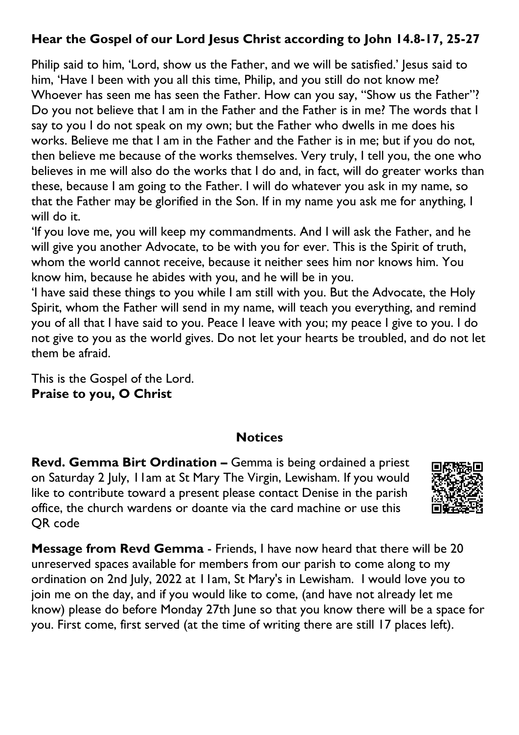**Hear the Gospel of our Lord Jesus Christ according to John 14.8-17, 25-27**

Philip said to him, 'Lord, show us the Father, and we will be satisfied.' Jesus said to him, 'Have I been with you all this time, Philip, and you still do not know me? Whoever has seen me has seen the Father. How can you say, "Show us the Father"? Do you not believe that I am in the Father and the Father is in me? The words that I say to you I do not speak on my own; but the Father who dwells in me does his works. Believe me that I am in the Father and the Father is in me; but if you do not, then believe me because of the works themselves. Very truly, I tell you, the one who believes in me will also do the works that I do and, in fact, will do greater works than these, because I am going to the Father. I will do whatever you ask in my name, so that the Father may be glorified in the Son. If in my name you ask me for anything, I will do it.

'If you love me, you will keep my commandments. And I will ask the Father, and he will give you another Advocate, to be with you for ever. This is the Spirit of truth, whom the world cannot receive, because it neither sees him nor knows him. You know him, because he abides with you, and he will be in you.

'I have said these things to you while I am still with you. But the Advocate, the Holy Spirit, whom the Father will send in my name, will teach you everything, and remind you of all that I have said to you. Peace I leave with you; my peace I give to you. I do not give to you as the world gives. Do not let your hearts be troubled, and do not let them be afraid.

This is the Gospel of the Lord.
**Praise to you, O Christ**

## Notices

**Revd. Gemma Birt Ordination –** Gemma is being ordained a priest on Saturday 2 July, 11am at St Mary The Virgin, Lewisham. If you would like to contribute toward a present please contact Denise in the parish office, the church wardens or doante via the card machine or use this QR code

**Message from Revd Gemma** - Friends, I have now heard that there will be 20 unreserved spaces available for members from our parish to come along to my ordination on 2nd July, 2022 at 11am, St Mary's in Lewisham. I would love you to join me on the day, and if you would like to come, (and have not already let me know) please do before Monday 27th June so that you know there will be a space for you. First come, first served (at the time of writing there are still 17 places left).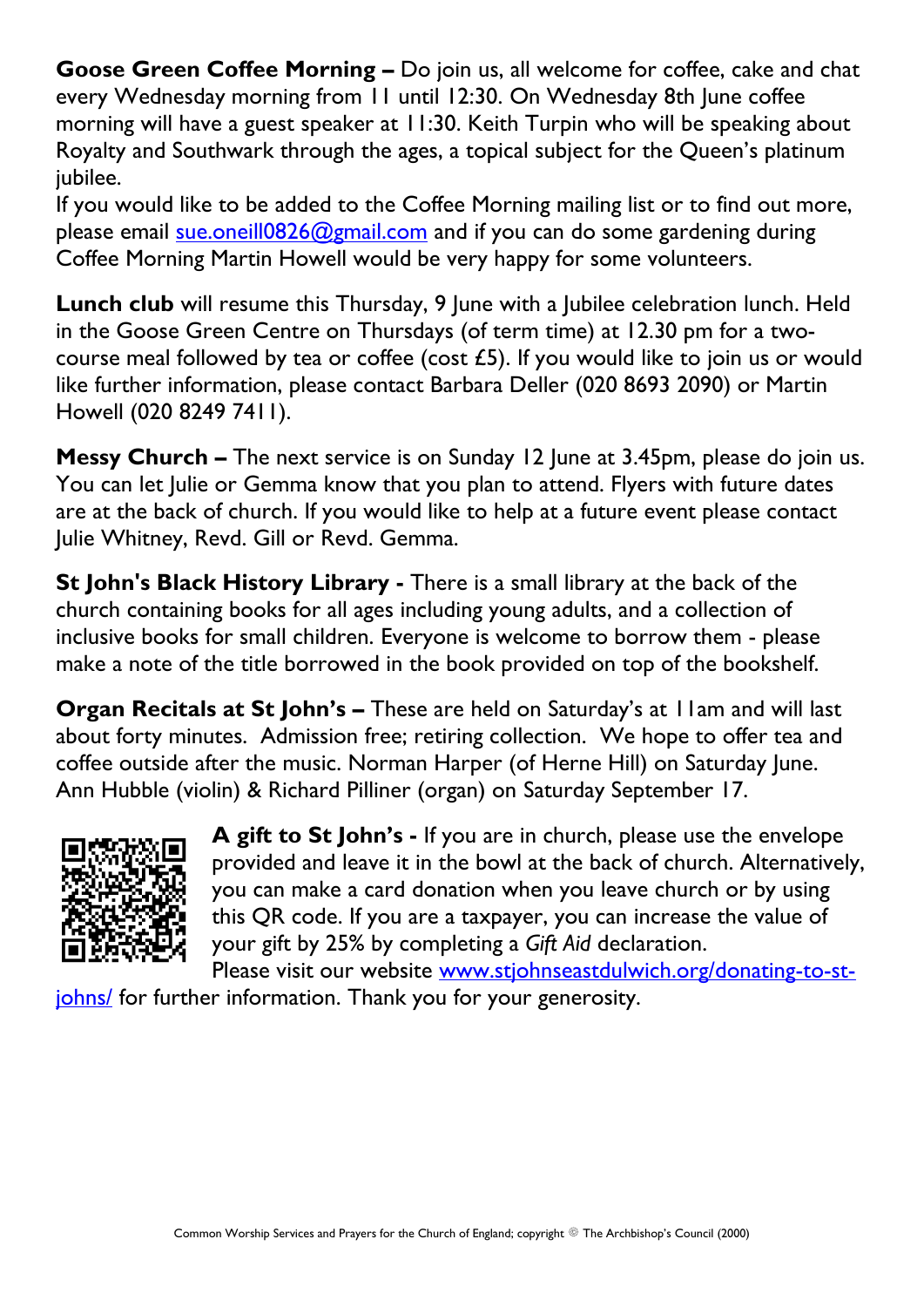**Goose Green Coffee Morning –** Do join us, all welcome for coffee, cake and chat every Wednesday morning from 11 until 12:30. On Wednesday 8th June coffee morning will have a guest speaker at 11:30. Keith Turpin who will be speaking about Royalty and Southwark through the ages, a topical subject for the Queen's platinum jubilee.

If you would like to be added to the Coffee Morning mailing list or to find out more, please email sue.oneill0826@gmail.com and if you can do some gardening during Coffee Morning Martin Howell would be very happy for some volunteers.

**Lunch club** will resume this Thursday, 9 June with a Jubilee celebration lunch. Held in the Goose Green Centre on Thursdays (of term time) at 12.30 pm for a two-course meal followed by tea or coffee (cost £5). If you would like to join us or would like further information, please contact Barbara Deller (020 8693 2090) or Martin Howell (020 8249 7411).

**Messy Church –** The next service is on Sunday 12 June at 3.45pm, please do join us. You can let Julie or Gemma know that you plan to attend. Flyers with future dates are at the back of church. If you would like to help at a future event please contact Julie Whitney, Revd. Gill or Revd. Gemma.

**St John's Black History Library -** There is a small library at the back of the church containing books for all ages including young adults, and a collection of inclusive books for small children. Everyone is welcome to borrow them - please make a note of the title borrowed in the book provided on top of the bookshelf.

**Organ Recitals at St John's –** These are held on Saturday's at 11am and will last about forty minutes. Admission free; retiring collection. We hope to offer tea and coffee outside after the music. Norman Harper (of Herne Hill) on Saturday June. Ann Hubble (violin) & Richard Pilliner (organ) on Saturday September 17.

**A gift to St John's -** If you are in church, please use the envelope provided and leave it in the bowl at the back of church. Alternatively, you can make a card donation when you leave church or by using this QR code. If you are a taxpayer, you can increase the value of your gift by 25% by completing a *Gift Aid* declaration.
Please visit our website www.stjohnseastdulwich.org/donating-to-st-johns/ for further information. Thank you for your generosity.

Common Worship Services and Prayers for the Church of England; copyright © The Archbishop's Council (2000)